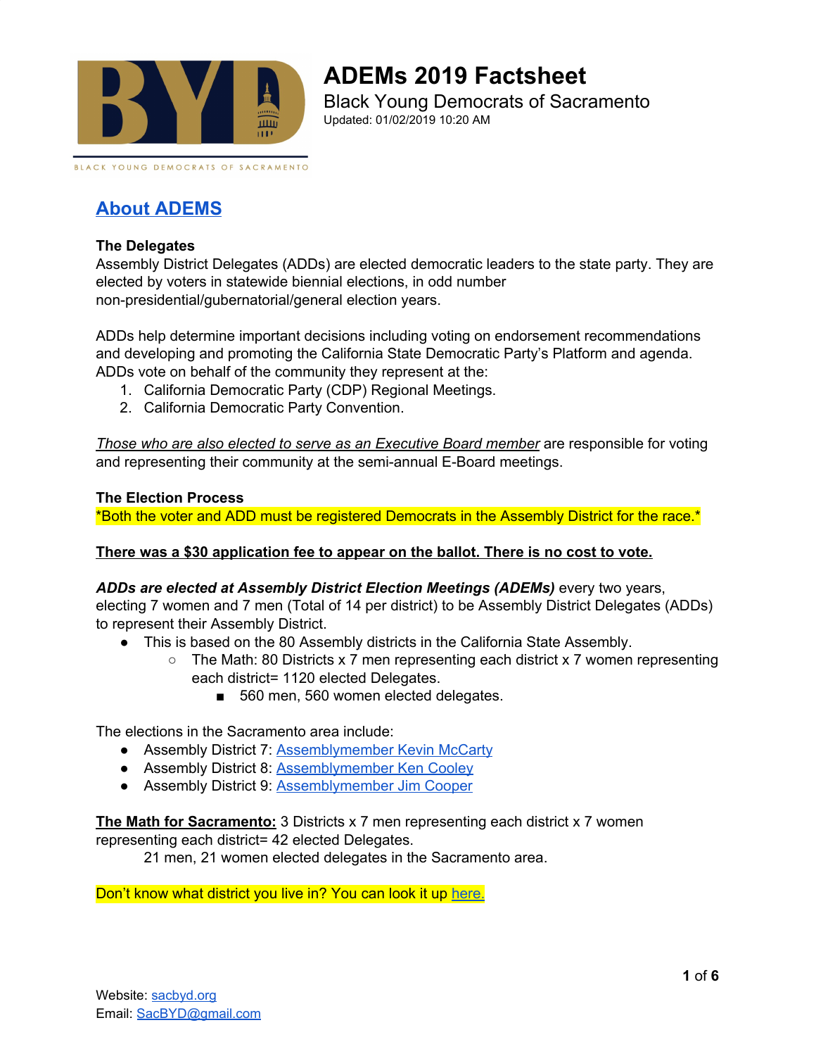# ADEMs 2019 Factsheet

Black Young Democrats of Sacramento
Updated: 01/02/2019 10:20 AM

BLACK YOUNG DEMOCRATS OF SACRAMENTO

## About ADEMS

**The Delegates**
Assembly District Delegates (ADDs) are elected democratic leaders to the state party. They are elected by voters in statewide biennial elections, in odd number non-presidential/gubernatorial/general election years.

ADDs help determine important decisions including voting on endorsement recommendations and developing and promoting the California State Democratic Party's Platform and agenda. ADDs vote on behalf of the community they represent at the:

1. California Democratic Party (CDP) Regional Meetings.
2. California Democratic Party Convention.

*Those who are also elected to serve as an Executive Board member* are responsible for voting and representing their community at the semi-annual E-Board meetings.

**The Election Process**
*Both the voter and ADD must be registered Democrats in the Assembly District for the race.*

**There was a $30 application fee to appear on the ballot. There is no cost to vote.**

***ADDs are elected at Assembly District Election Meetings (ADEMs)*** every two years, electing 7 women and 7 men (Total of 14 per district) to be Assembly District Delegates (ADDs) to represent their Assembly District.

- This is based on the 80 Assembly districts in the California State Assembly.
  - The Math: 80 Districts x 7 men representing each district x 7 women representing each district= 1120 elected Delegates.
    - 560 men, 560 women elected delegates.

The elections in the Sacramento area include:

- Assembly District 7: Assemblymember Kevin McCarty
- Assembly District 8: Assemblymember Ken Cooley
- Assembly District 9: Assemblymember Jim Cooper

**The Math for Sacramento:** 3 Districts x 7 men representing each district x 7 women representing each district= 42 elected Delegates.
21 men, 21 women elected delegates in the Sacramento area.

Don't know what district you live in? You can look it up here.

Website: sacbyd.org
Email: SacBYD@gmail.com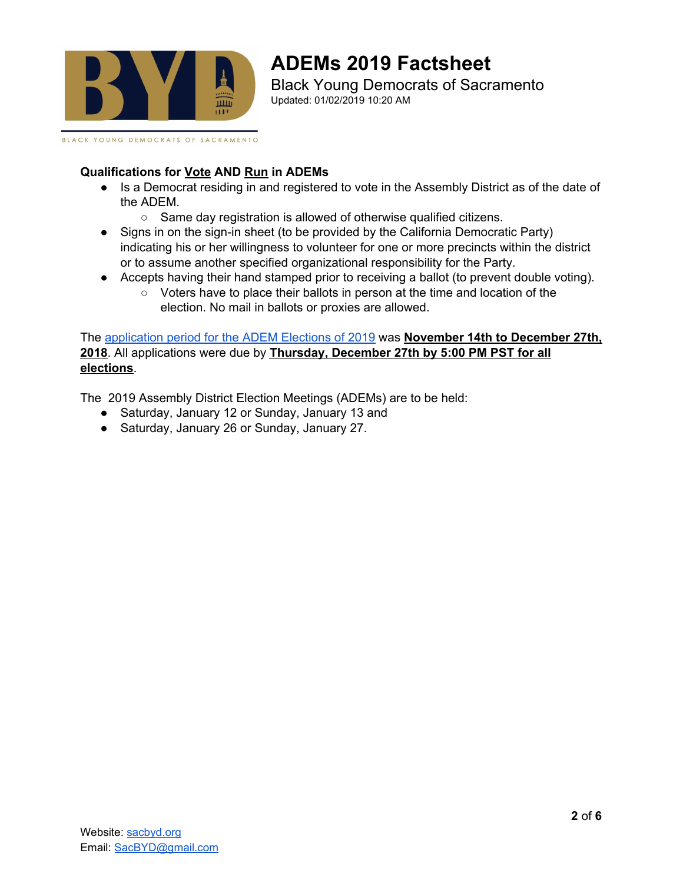# ADEMs 2019 Factsheet

Black Young Democrats of Sacramento
Updated: 01/02/2019 10:20 AM

**Qualifications for <u>Vote</u> AND <u>Run</u> in ADEMs**

- Is a Democrat residing in and registered to vote in the Assembly District as of the date of the ADEM.
  - Same day registration is allowed of otherwise qualified citizens.
- Signs in on the sign-in sheet (to be provided by the California Democratic Party) indicating his or her willingness to volunteer for one or more precincts within the district or to assume another specified organizational responsibility for the Party.
- Accepts having their hand stamped prior to receiving a ballot (to prevent double voting).
  - Voters have to place their ballots in person at the time and location of the election. No mail in ballots or proxies are allowed.

The application period for the ADEM Elections of 2019 was **<u>November 14th to December 27th, 2018</u>**. All applications were due by **<u>Thursday, December 27th by 5:00 PM PST for all elections</u>**.

The 2019 Assembly District Election Meetings (ADEMs) are to be held:

- Saturday, January 12 or Sunday, January 13 and
- Saturday, January 26 or Sunday, January 27.

Website: sacbyd.org
Email: SacBYD@gmail.com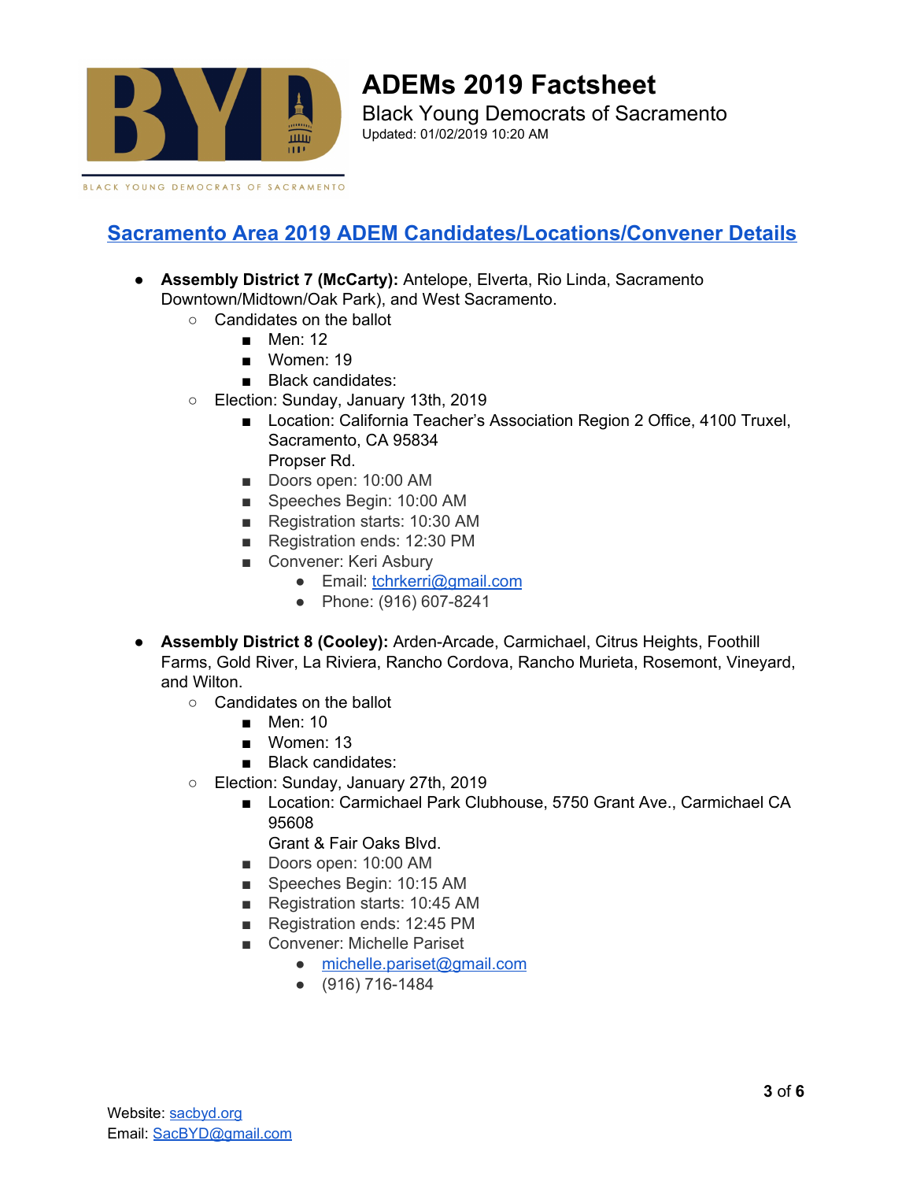# ADEMs 2019 Factsheet

Black Young Democrats of Sacramento

Updated: 01/02/2019 10:20 AM

## Sacramento Area 2019 ADEM Candidates/Locations/Convener Details

- **Assembly District 7 (McCarty):** Antelope, Elverta, Rio Linda, Sacramento Downtown/Midtown/Oak Park), and West Sacramento.
  - Candidates on the ballot
    - Men: 12
    - Women: 19
    - Black candidates:
  - Election: Sunday, January 13th, 2019
    - Location: California Teacher's Association Region 2 Office, 4100 Truxel, Sacramento, CA 95834
      Propser Rd.
    - Doors open: 10:00 AM
    - Speeches Begin: 10:00 AM
    - Registration starts: 10:30 AM
    - Registration ends: 12:30 PM
    - Convener: Keri Asbury
      - Email: tchrkerri@gmail.com
      - Phone: (916) 607-8241

- **Assembly District 8 (Cooley):** Arden-Arcade, Carmichael, Citrus Heights, Foothill Farms, Gold River, La Riviera, Rancho Cordova, Rancho Murieta, Rosemont, Vineyard, and Wilton.
  - Candidates on the ballot
    - Men: 10
    - Women: 13
    - Black candidates:
  - Election: Sunday, January 27th, 2019
    - Location: Carmichael Park Clubhouse, 5750 Grant Ave., Carmichael CA 95608
      Grant & Fair Oaks Blvd.
    - Doors open: 10:00 AM
    - Speeches Begin: 10:15 AM
    - Registration starts: 10:45 AM
    - Registration ends: 12:45 PM
    - Convener: Michelle Pariset
      - michelle.pariset@gmail.com
      - (916) 716-1484

Website: sacbyd.org
Email: SacBYD@gmail.com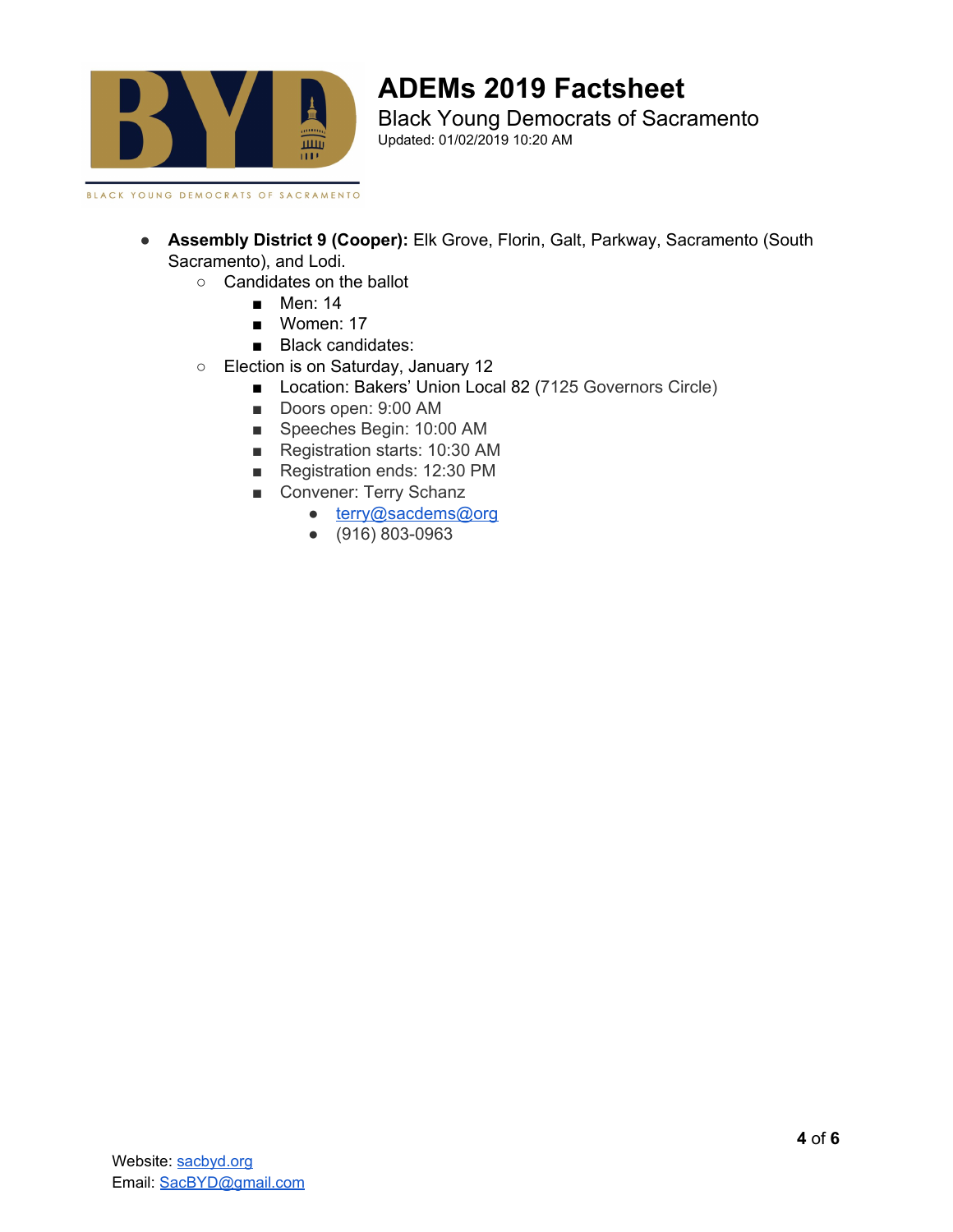# ADEMs 2019 Factsheet

Black Young Democrats of Sacramento

Updated: 01/02/2019 10:20 AM

- **Assembly District 9 (Cooper):** Elk Grove, Florin, Galt, Parkway, Sacramento (South Sacramento), and Lodi.
  - Candidates on the ballot
    - Men: 14
    - Women: 17
    - Black candidates:
  - Election is on Saturday, January 12
    - Location: Bakers' Union Local 82 (7125 Governors Circle)
    - Doors open: 9:00 AM
    - Speeches Begin: 10:00 AM
    - Registration starts: 10:30 AM
    - Registration ends: 12:30 PM
    - Convener: Terry Schanz
      - terry@sacdems@org
      - (916) 803-0963

Website: sacbyd.org
Email: SacBYD@gmail.com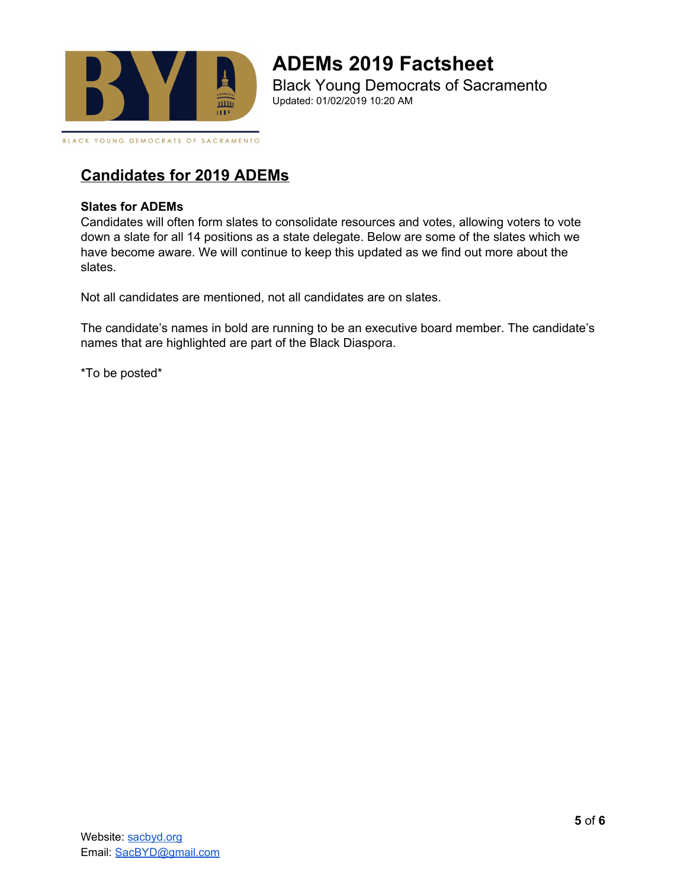## Candidates for 2019 ADEMs

**Slates for ADEMs**

Candidates will often form slates to consolidate resources and votes, allowing voters to vote down a slate for all 14 positions as a state delegate. Below are some of the slates which we have become aware. We will continue to keep this updated as we find out more about the slates.

Not all candidates are mentioned, not all candidates are on slates.

The candidate's names in bold are running to be an executive board member. The candidate's names that are highlighted are part of the Black Diaspora.

*To be posted*

Website: [sacbyd.org](http://sacbyd.org)
Email: [SacBYD@gmail.com](mailto:SacBYD@gmail.com)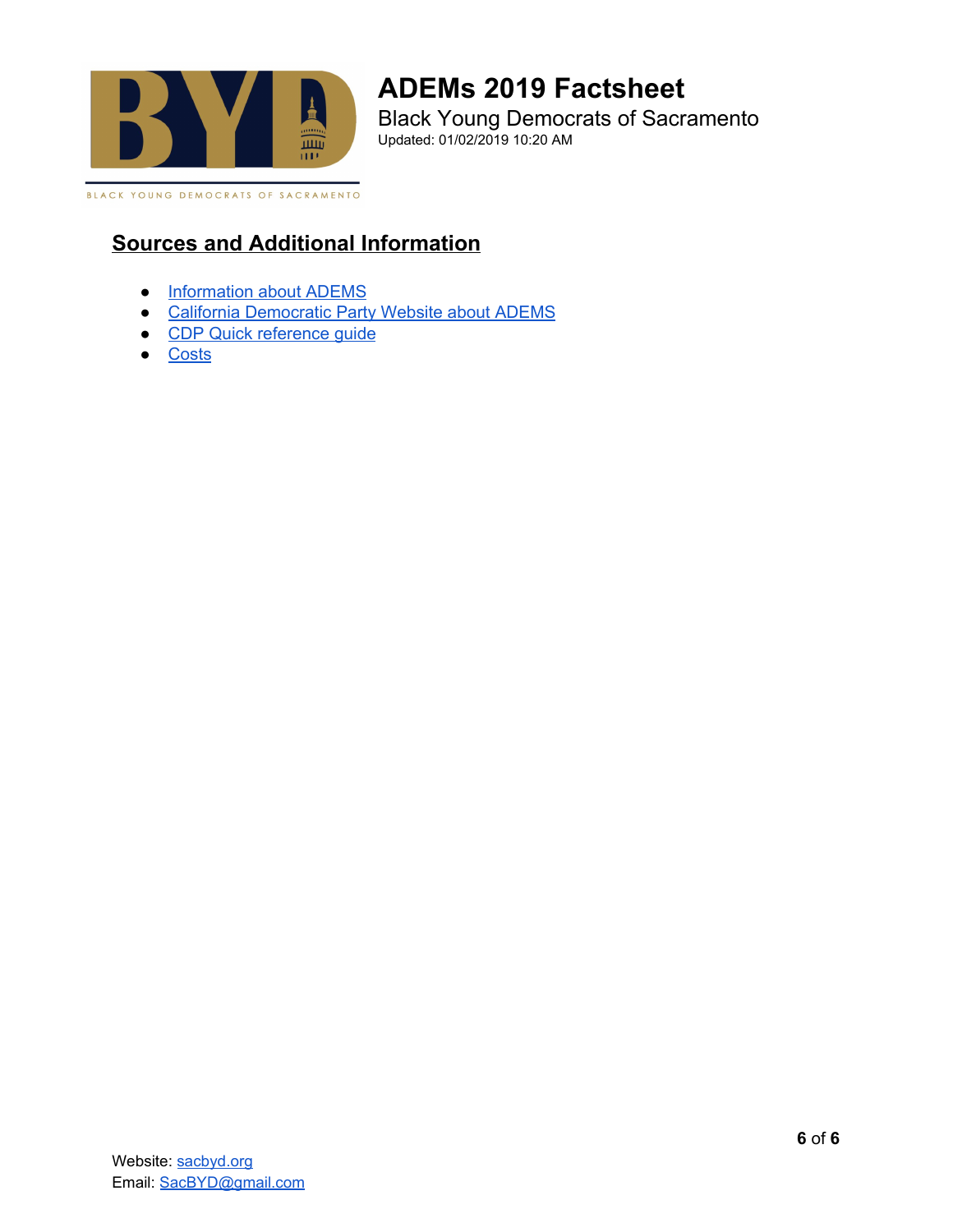## Sources and Additional Information

- Information about ADEMS
- California Democratic Party Website about ADEMS
- CDP Quick reference guide
- Costs